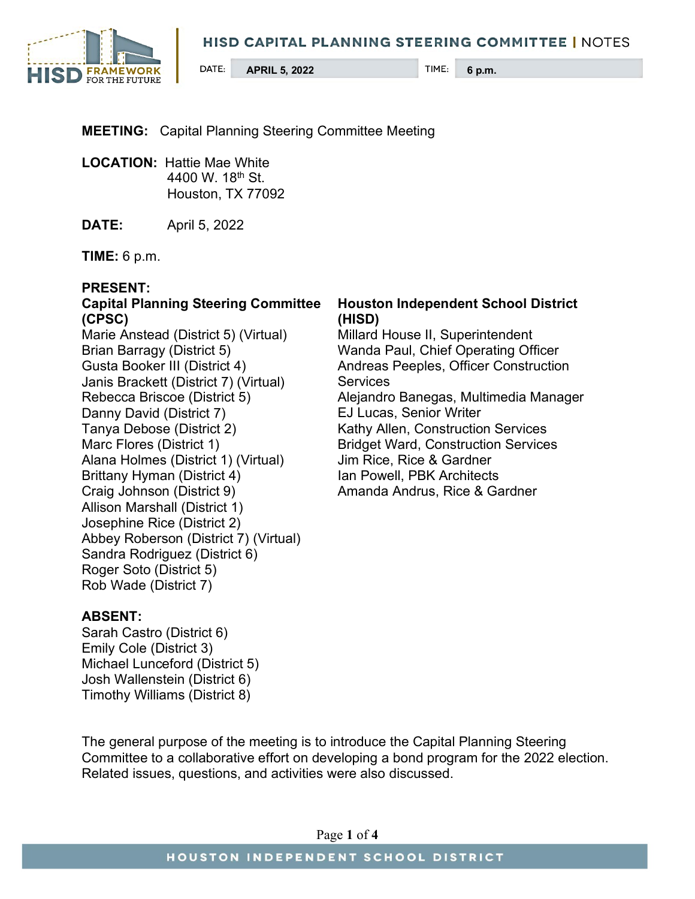# HISD CAPITAL PLANNING STEERING COMMITTEE | NOTES

DATE: **APRIL 5, 2022** TIME: **6 p.m.**

**MEETING:** Capital Planning Steering Committee Meeting

**LOCATION:** Hattie Mae White
4400 W. 18th St.
Houston, TX 77092

**DATE:** April 5, 2022

**TIME:** 6 p.m.

**PRESENT:**

**Capital Planning Steering Committee (CPSC)**

Marie Anstead (District 5) (Virtual)
Brian Barragy (District 5)
Gusta Booker III (District 4)
Janis Brackett (District 7) (Virtual)
Rebecca Briscoe (District 5)
Danny David (District 7)
Tanya Debose (District 2)
Marc Flores (District 1)
Alana Holmes (District 1) (Virtual)
Brittany Hyman (District 4)
Craig Johnson (District 9)
Allison Marshall (District 1)
Josephine Rice (District 2)
Abbey Roberson (District 7) (Virtual)
Sandra Rodriguez (District 6)
Roger Soto (District 5)
Rob Wade (District 7)

**Houston Independent School District (HISD)**

Millard House II, Superintendent
Wanda Paul, Chief Operating Officer
Andreas Peeples, Officer Construction Services
Alejandro Banegas, Multimedia Manager
EJ Lucas, Senior Writer
Kathy Allen, Construction Services
Bridget Ward, Construction Services
Jim Rice, Rice & Gardner
Ian Powell, PBK Architects
Amanda Andrus, Rice & Gardner

**ABSENT:**

Sarah Castro (District 6)
Emily Cole (District 3)
Michael Lunceford (District 5)
Josh Wallenstein (District 6)
Timothy Williams (District 8)

The general purpose of the meeting is to introduce the Capital Planning Steering Committee to a collaborative effort on developing a bond program for the 2022 election. Related issues, questions, and activities were also discussed.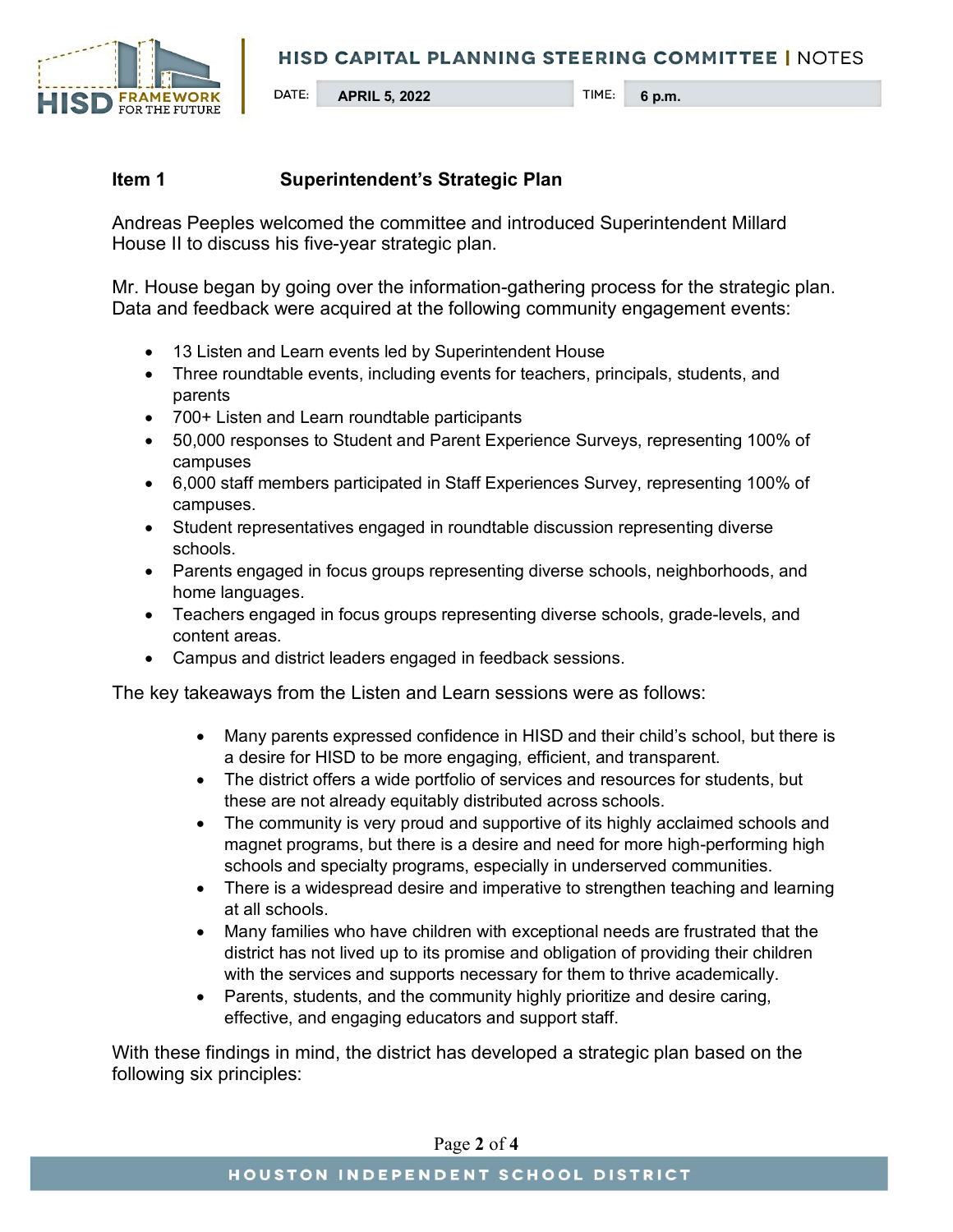**Item 1 Superintendent's Strategic Plan**

Andreas Peeples welcomed the committee and introduced Superintendent Millard House II to discuss his five-year strategic plan.

Mr. House began by going over the information-gathering process for the strategic plan. Data and feedback were acquired at the following community engagement events:

- 13 Listen and Learn events led by Superintendent House
- Three roundtable events, including events for teachers, principals, students, and parents
- 700+ Listen and Learn roundtable participants
- 50,000 responses to Student and Parent Experience Surveys, representing 100% of campuses
- 6,000 staff members participated in Staff Experiences Survey, representing 100% of campuses.
- Student representatives engaged in roundtable discussion representing diverse schools.
- Parents engaged in focus groups representing diverse schools, neighborhoods, and home languages.
- Teachers engaged in focus groups representing diverse schools, grade-levels, and content areas.
- Campus and district leaders engaged in feedback sessions.

The key takeaways from the Listen and Learn sessions were as follows:

- Many parents expressed confidence in HISD and their child's school, but there is a desire for HISD to be more engaging, efficient, and transparent.
- The district offers a wide portfolio of services and resources for students, but these are not already equitably distributed across schools.
- The community is very proud and supportive of its highly acclaimed schools and magnet programs, but there is a desire and need for more high-performing high schools and specialty programs, especially in underserved communities.
- There is a widespread desire and imperative to strengthen teaching and learning at all schools.
- Many families who have children with exceptional needs are frustrated that the district has not lived up to its promise and obligation of providing their children with the services and supports necessary for them to thrive academically.
- Parents, students, and the community highly prioritize and desire caring, effective, and engaging educators and support staff.

With these findings in mind, the district has developed a strategic plan based on the following six principles: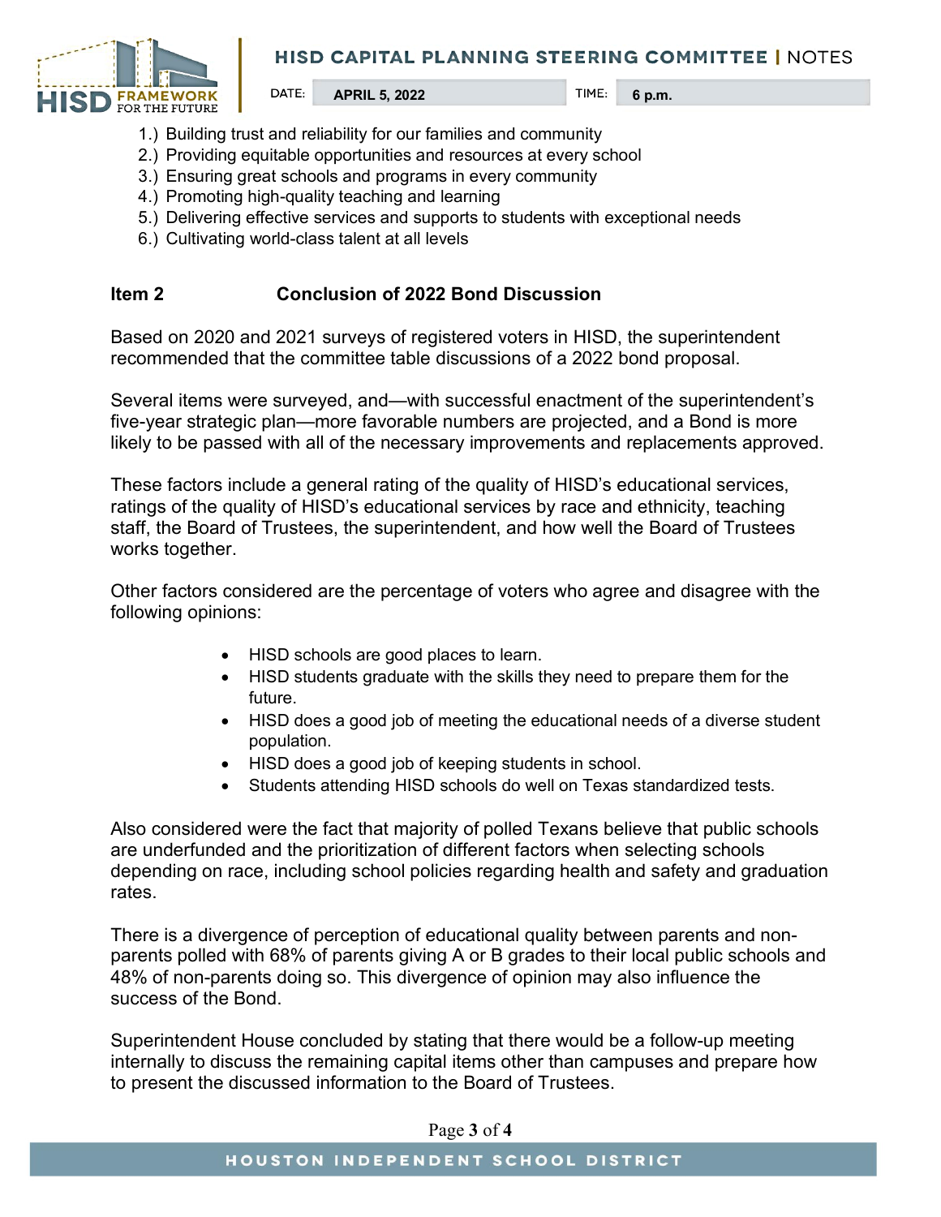1.) Building trust and reliability for our families and community
2.) Providing equitable opportunities and resources at every school
3.) Ensuring great schools and programs in every community
4.) Promoting high-quality teaching and learning
5.) Delivering effective services and supports to students with exceptional needs
6.) Cultivating world-class talent at all levels

**Item 2 Conclusion of 2022 Bond Discussion**

Based on 2020 and 2021 surveys of registered voters in HISD, the superintendent recommended that the committee table discussions of a 2022 bond proposal.

Several items were surveyed, and—with successful enactment of the superintendent's five-year strategic plan—more favorable numbers are projected, and a Bond is more likely to be passed with all of the necessary improvements and replacements approved.

These factors include a general rating of the quality of HISD's educational services, ratings of the quality of HISD's educational services by race and ethnicity, teaching staff, the Board of Trustees, the superintendent, and how well the Board of Trustees works together.

Other factors considered are the percentage of voters who agree and disagree with the following opinions:

- HISD schools are good places to learn.
- HISD students graduate with the skills they need to prepare them for the future.
- HISD does a good job of meeting the educational needs of a diverse student population.
- HISD does a good job of keeping students in school.
- Students attending HISD schools do well on Texas standardized tests.

Also considered were the fact that majority of polled Texans believe that public schools are underfunded and the prioritization of different factors when selecting schools depending on race, including school policies regarding health and safety and graduation rates.

There is a divergence of perception of educational quality between parents and non-parents polled with 68% of parents giving A or B grades to their local public schools and 48% of non-parents doing so. This divergence of opinion may also influence the success of the Bond.

Superintendent House concluded by stating that there would be a follow-up meeting internally to discuss the remaining capital items other than campuses and prepare how to present the discussed information to the Board of Trustees.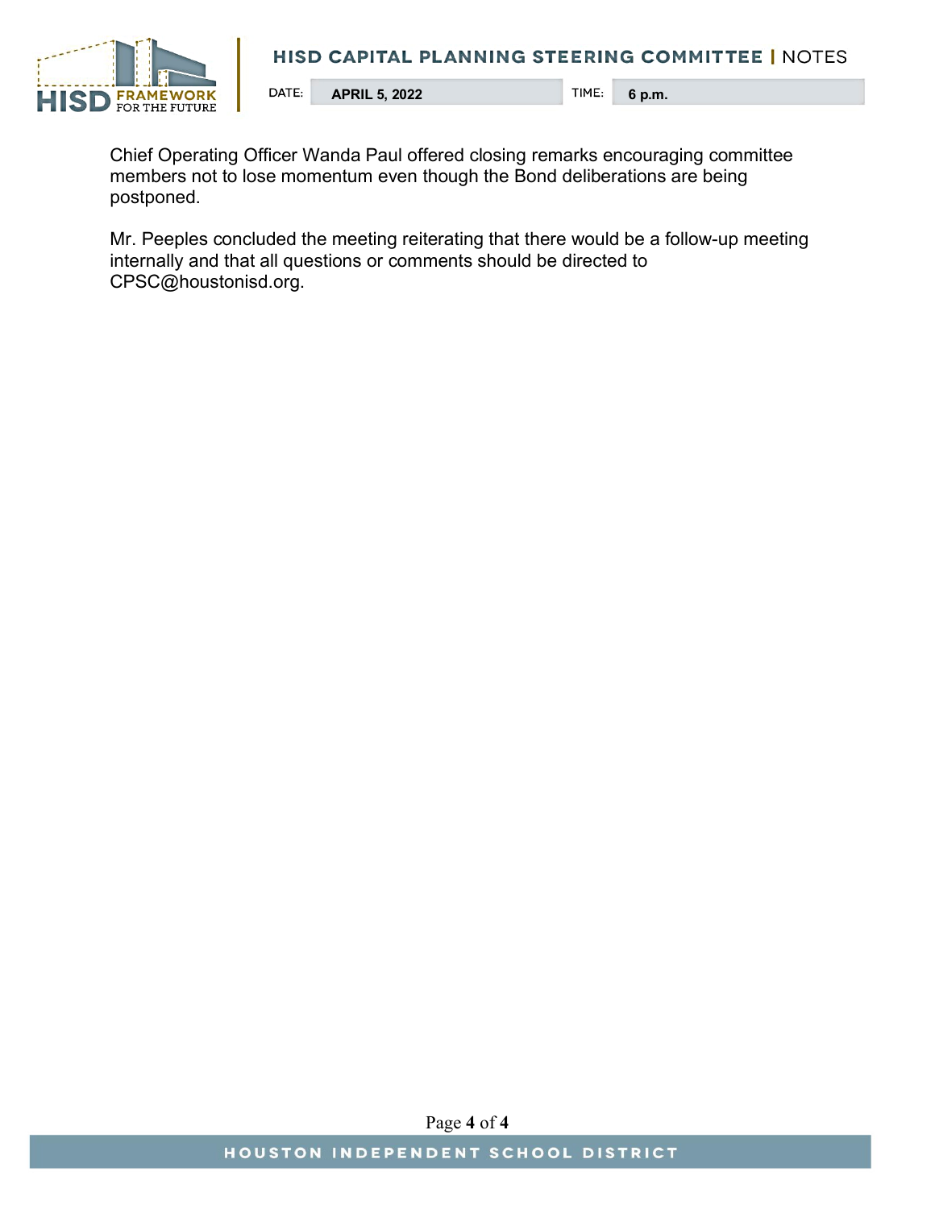Chief Operating Officer Wanda Paul offered closing remarks encouraging committee members not to lose momentum even though the Bond deliberations are being postponed.

Mr. Peeples concluded the meeting reiterating that there would be a follow-up meeting internally and that all questions or comments should be directed to CPSC@houstonisd.org.